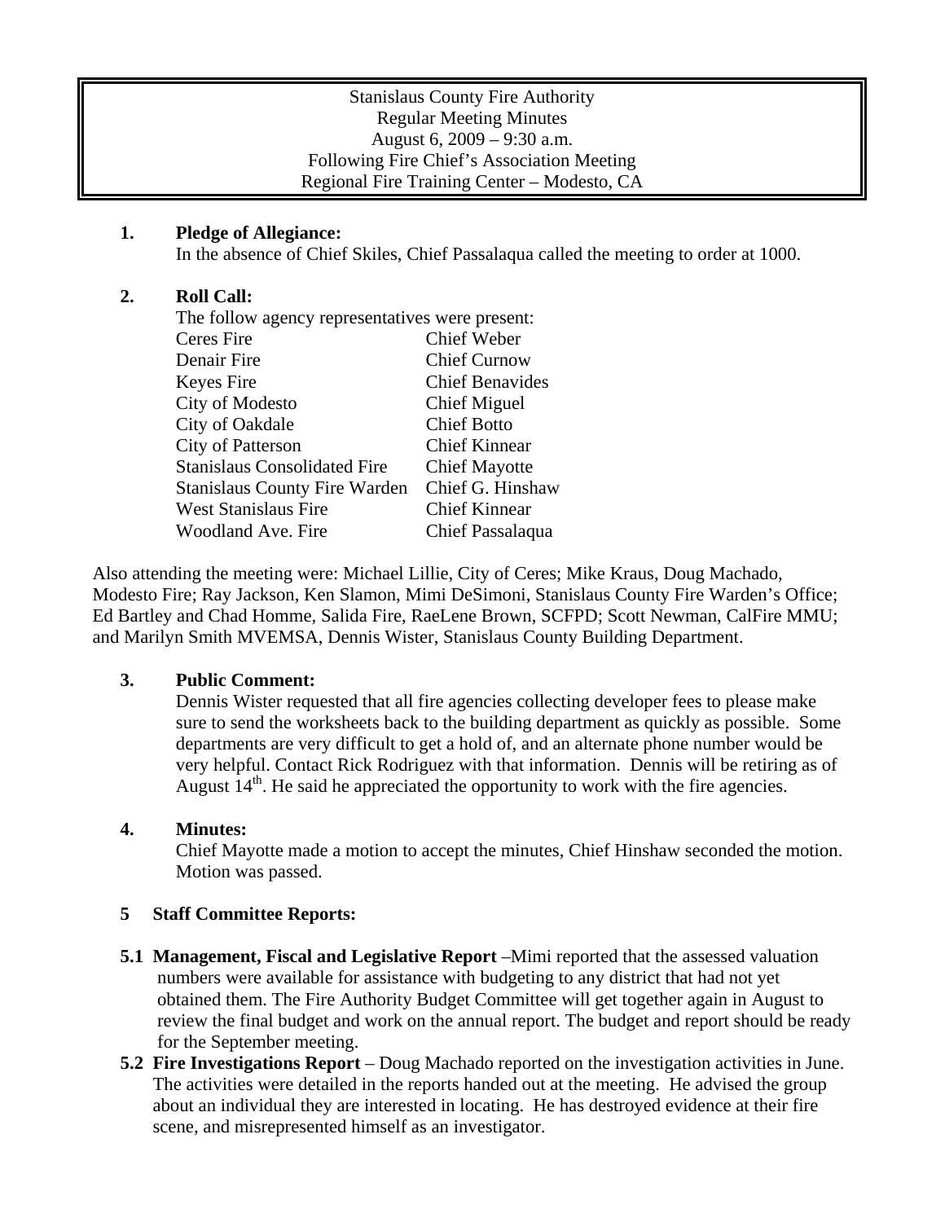Stanislaus County Fire Authority
Regular Meeting Minutes
August 6, 2009 – 9:30 a.m.
Following Fire Chief's Association Meeting
Regional Fire Training Center – Modesto, CA

**1. Pledge of Allegiance:**

In the absence of Chief Skiles, Chief Passalaqua called the meeting to order at 1000.

**2. Roll Call:**

The follow agency representatives were present:

| | |
|---|---|
| Ceres Fire | Chief Weber |
| Denair Fire | Chief Curnow |
| Keyes Fire | Chief Benavides |
| City of Modesto | Chief Miguel |
| City of Oakdale | Chief Botto |
| City of Patterson | Chief Kinnear |
| Stanislaus Consolidated Fire | Chief Mayotte |
| Stanislaus County Fire Warden | Chief G. Hinshaw |
| West Stanislaus Fire | Chief Kinnear |
| Woodland Ave. Fire | Chief Passalaqua |

Also attending the meeting were: Michael Lillie, City of Ceres; Mike Kraus, Doug Machado, Modesto Fire; Ray Jackson, Ken Slamon, Mimi DeSimoni, Stanislaus County Fire Warden's Office; Ed Bartley and Chad Homme, Salida Fire, RaeLene Brown, SCFPD; Scott Newman, CalFire MMU; and Marilyn Smith MVEMSA, Dennis Wister, Stanislaus County Building Department.

**3. Public Comment:**

Dennis Wister requested that all fire agencies collecting developer fees to please make sure to send the worksheets back to the building department as quickly as possible. Some departments are very difficult to get a hold of, and an alternate phone number would be very helpful. Contact Rick Rodriguez with that information. Dennis will be retiring as of August 14th. He said he appreciated the opportunity to work with the fire agencies.

**4. Minutes:**

Chief Mayotte made a motion to accept the minutes, Chief Hinshaw seconded the motion. Motion was passed.

**5 Staff Committee Reports:**

**5.1 Management, Fiscal and Legislative Report** –Mimi reported that the assessed valuation numbers were available for assistance with budgeting to any district that had not yet obtained them. The Fire Authority Budget Committee will get together again in August to review the final budget and work on the annual report. The budget and report should be ready for the September meeting.

**5.2 Fire Investigations Report** – Doug Machado reported on the investigation activities in June. The activities were detailed in the reports handed out at the meeting. He advised the group about an individual they are interested in locating. He has destroyed evidence at their fire scene, and misrepresented himself as an investigator.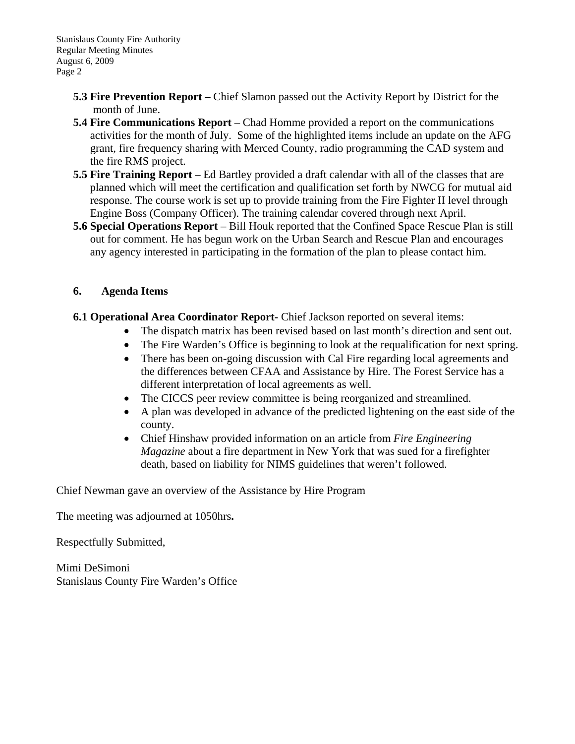**5.3 Fire Prevention Report –** Chief Slamon passed out the Activity Report by District for the month of June.

**5.4 Fire Communications Report** – Chad Homme provided a report on the communications activities for the month of July. Some of the highlighted items include an update on the AFG grant, fire frequency sharing with Merced County, radio programming the CAD system and the fire RMS project.

**5.5 Fire Training Report** – Ed Bartley provided a draft calendar with all of the classes that are planned which will meet the certification and qualification set forth by NWCG for mutual aid response. The course work is set up to provide training from the Fire Fighter II level through Engine Boss (Company Officer). The training calendar covered through next April.

**5.6 Special Operations Report** – Bill Houk reported that the Confined Space Rescue Plan is still out for comment. He has begun work on the Urban Search and Rescue Plan and encourages any agency interested in participating in the formation of the plan to please contact him.

## 6. Agenda Items

**6.1 Operational Area Coordinator Report-** Chief Jackson reported on several items:

- The dispatch matrix has been revised based on last month's direction and sent out.
- The Fire Warden's Office is beginning to look at the requalification for next spring.
- There has been on-going discussion with Cal Fire regarding local agreements and the differences between CFAA and Assistance by Hire. The Forest Service has a different interpretation of local agreements as well.
- The CICCS peer review committee is being reorganized and streamlined.
- A plan was developed in advance of the predicted lightening on the east side of the county.
- Chief Hinshaw provided information on an article from *Fire Engineering Magazine* about a fire department in New York that was sued for a firefighter death, based on liability for NIMS guidelines that weren't followed.

Chief Newman gave an overview of the Assistance by Hire Program

The meeting was adjourned at 1050hrs**.**

Respectfully Submitted,

Mimi DeSimoni
Stanislaus County Fire Warden's Office